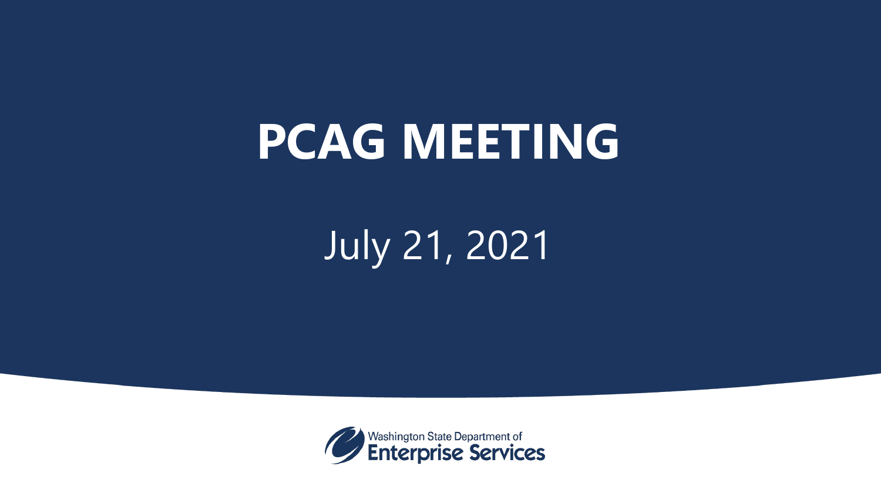# PCAG MEETING

July 21, 2021

Washington State Department of Enterprise Services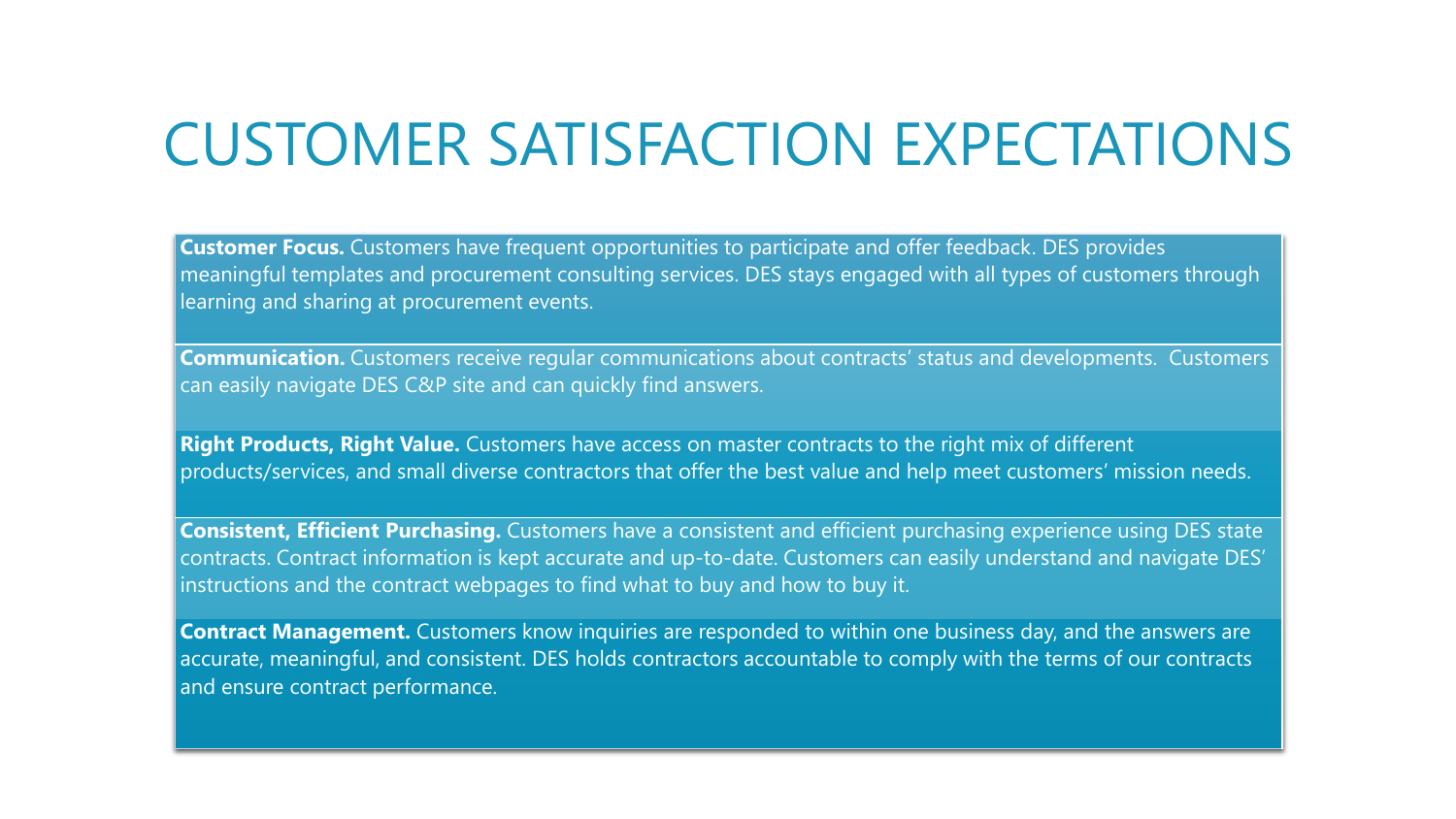# CUSTOMER SATISFACTION EXPECTATIONS

**Customer Focus.** Customers have frequent opportunities to participate and offer feedback. DES provides meaningful templates and procurement consulting services. DES stays engaged with all types of customers through learning and sharing at procurement events.

**Communication.** Customers receive regular communications about contracts' status and developments. Customers can easily navigate DES C&P site and can quickly find answers.

**Right Products, Right Value.** Customers have access on master contracts to the right mix of different products/services, and small diverse contractors that offer the best value and help meet customers' mission needs.

**Consistent, Efficient Purchasing.** Customers have a consistent and efficient purchasing experience using DES state contracts. Contract information is kept accurate and up-to-date. Customers can easily understand and navigate DES' instructions and the contract webpages to find what to buy and how to buy it.

**Contract Management.** Customers know inquiries are responded to within one business day, and the answers are accurate, meaningful, and consistent. DES holds contractors accountable to comply with the terms of our contracts and ensure contract performance.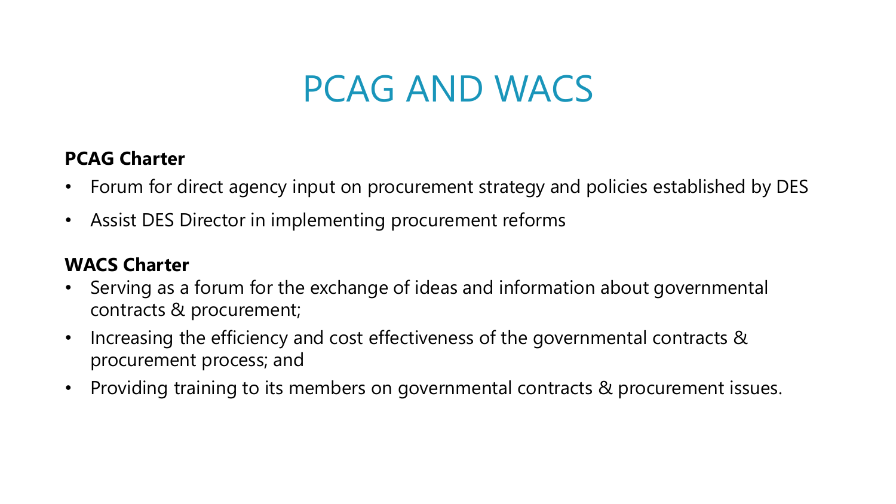# PCAG AND WACS

**PCAG Charter**

- Forum for direct agency input on procurement strategy and policies established by DES
- Assist DES Director in implementing procurement reforms

**WACS Charter**

- Serving as a forum for the exchange of ideas and information about governmental contracts & procurement;
- Increasing the efficiency and cost effectiveness of the governmental contracts & procurement process; and
- Providing training to its members on governmental contracts & procurement issues.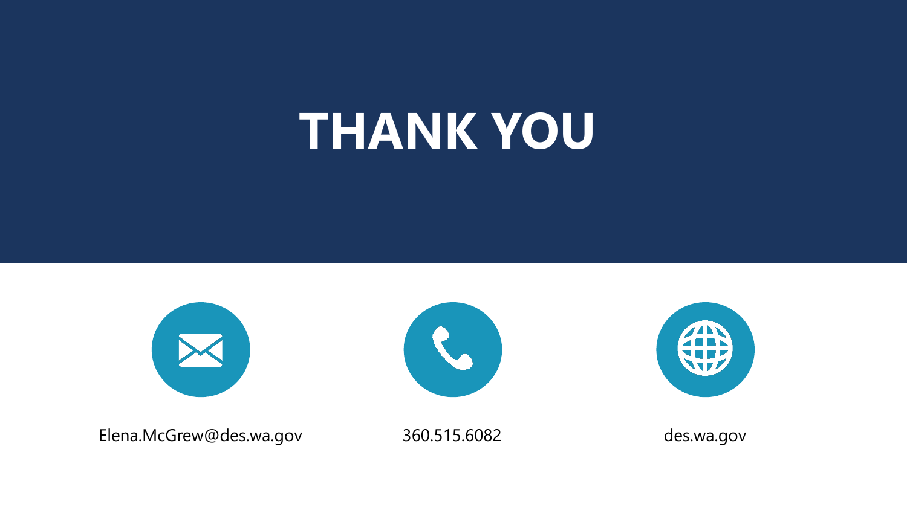# THANK YOU

Elena.McGrew@des.wa.gov

360.515.6082

des.wa.gov